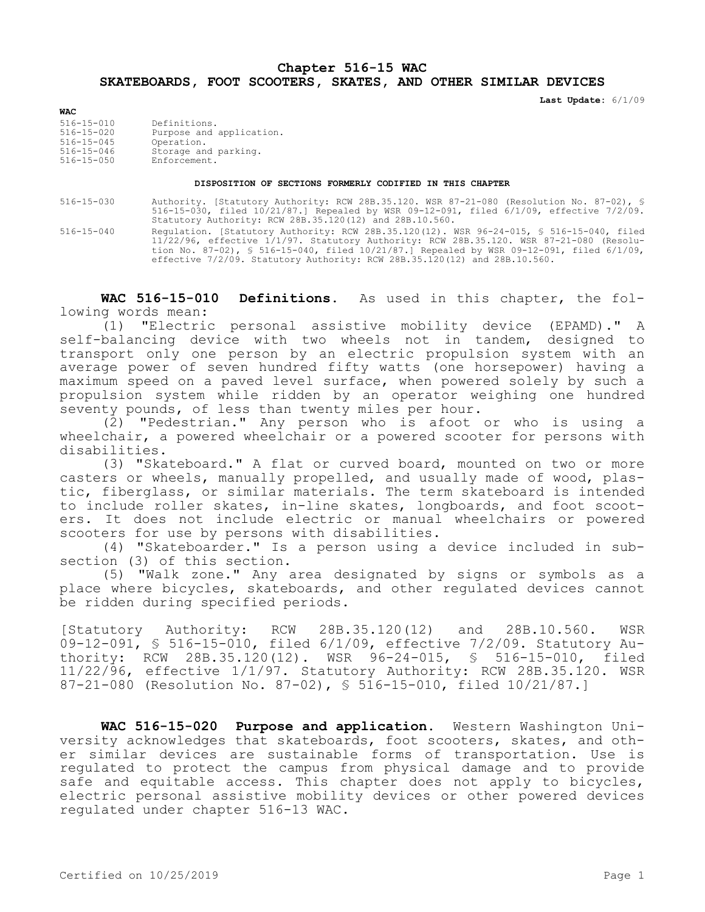# Chapter 516-15 WAC
## SKATEBOARDS, FOOT SCOOTERS, SKATES, AND OTHER SIMILAR DEVICES

**Last Update:** 6/1/09

**WAC**

| | |
|---|---|
| 516-15-010 | Definitions. |
| 516-15-020 | Purpose and application. |
| 516-15-045 | Operation. |
| 516-15-046 | Storage and parking. |
| 516-15-050 | Enforcement. |

**DISPOSITION OF SECTIONS FORMERLY CODIFIED IN THIS CHAPTER**

| | |
|---|---|
| 516-15-030 | Authority. [Statutory Authority: RCW 28B.35.120. WSR 87-21-080 (Resolution No. 87-02), § 516-15-030, filed 10/21/87.] Repealed by WSR 09-12-091, filed 6/1/09, effective 7/2/09. Statutory Authority: RCW 28B.35.120(12) and 28B.10.560. |
| 516-15-040 | Regulation. [Statutory Authority: RCW 28B.35.120(12). WSR 96-24-015, § 516-15-040, filed 11/22/96, effective 1/1/97. Statutory Authority: RCW 28B.35.120. WSR 87-21-080 (Resolution No. 87-02), § 516-15-040, filed 10/21/87.] Repealed by WSR 09-12-091, filed 6/1/09, effective 7/2/09. Statutory Authority: RCW 28B.35.120(12) and 28B.10.560. |

**WAC 516-15-010 Definitions.** As used in this chapter, the following words mean:

(1) "Electric personal assistive mobility device (EPAMD)." A self-balancing device with two wheels not in tandem, designed to transport only one person by an electric propulsion system with an average power of seven hundred fifty watts (one horsepower) having a maximum speed on a paved level surface, when powered solely by such a propulsion system while ridden by an operator weighing one hundred seventy pounds, of less than twenty miles per hour.

(2) "Pedestrian." Any person who is afoot or who is using a wheelchair, a powered wheelchair or a powered scooter for persons with disabilities.

(3) "Skateboard." A flat or curved board, mounted on two or more casters or wheels, manually propelled, and usually made of wood, plastic, fiberglass, or similar materials. The term skateboard is intended to include roller skates, in-line skates, longboards, and foot scooters. It does not include electric or manual wheelchairs or powered scooters for use by persons with disabilities.

(4) "Skateboarder." Is a person using a device included in subsection (3) of this section.

(5) "Walk zone." Any area designated by signs or symbols as a place where bicycles, skateboards, and other regulated devices cannot be ridden during specified periods.

[Statutory Authority: RCW 28B.35.120(12) and 28B.10.560. WSR 09-12-091, § 516-15-010, filed 6/1/09, effective 7/2/09. Statutory Authority: RCW 28B.35.120(12). WSR 96-24-015, § 516-15-010, filed 11/22/96, effective 1/1/97. Statutory Authority: RCW 28B.35.120. WSR 87-21-080 (Resolution No. 87-02), § 516-15-010, filed 10/21/87.]

**WAC 516-15-020 Purpose and application.** Western Washington University acknowledges that skateboards, foot scooters, skates, and other similar devices are sustainable forms of transportation. Use is regulated to protect the campus from physical damage and to provide safe and equitable access. This chapter does not apply to bicycles, electric personal assistive mobility devices or other powered devices regulated under chapter 516-13 WAC.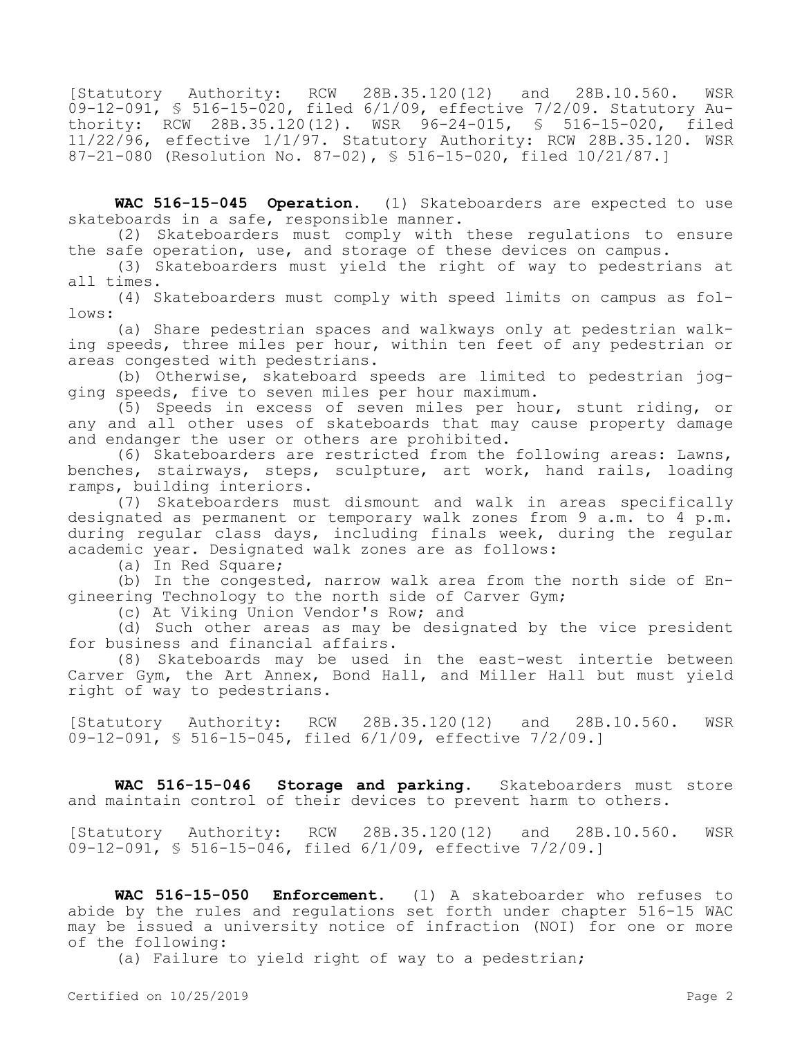[Statutory Authority: RCW 28B.35.120(12) and 28B.10.560. WSR 09-12-091, § 516-15-020, filed 6/1/09, effective 7/2/09. Statutory Authority: RCW 28B.35.120(12). WSR 96-24-015, § 516-15-020, filed 11/22/96, effective 1/1/97. Statutory Authority: RCW 28B.35.120. WSR 87-21-080 (Resolution No. 87-02), § 516-15-020, filed 10/21/87.]

**WAC 516-15-045 Operation.** (1) Skateboarders are expected to use skateboards in a safe, responsible manner.

(2) Skateboarders must comply with these regulations to ensure the safe operation, use, and storage of these devices on campus.

(3) Skateboarders must yield the right of way to pedestrians at all times.

(4) Skateboarders must comply with speed limits on campus as follows:

(a) Share pedestrian spaces and walkways only at pedestrian walking speeds, three miles per hour, within ten feet of any pedestrian or areas congested with pedestrians.

(b) Otherwise, skateboard speeds are limited to pedestrian jogging speeds, five to seven miles per hour maximum.

(5) Speeds in excess of seven miles per hour, stunt riding, or any and all other uses of skateboards that may cause property damage and endanger the user or others are prohibited.

(6) Skateboarders are restricted from the following areas: Lawns, benches, stairways, steps, sculpture, art work, hand rails, loading ramps, building interiors.

(7) Skateboarders must dismount and walk in areas specifically designated as permanent or temporary walk zones from 9 a.m. to 4 p.m. during regular class days, including finals week, during the regular academic year. Designated walk zones are as follows:

(a) In Red Square;

(b) In the congested, narrow walk area from the north side of Engineering Technology to the north side of Carver Gym;

(c) At Viking Union Vendor's Row; and

(d) Such other areas as may be designated by the vice president for business and financial affairs.

(8) Skateboards may be used in the east-west intertie between Carver Gym, the Art Annex, Bond Hall, and Miller Hall but must yield right of way to pedestrians.

[Statutory Authority: RCW 28B.35.120(12) and 28B.10.560. WSR 09-12-091, § 516-15-045, filed 6/1/09, effective 7/2/09.]

**WAC 516-15-046 Storage and parking.** Skateboarders must store and maintain control of their devices to prevent harm to others.

[Statutory Authority: RCW 28B.35.120(12) and 28B.10.560. WSR 09-12-091, § 516-15-046, filed 6/1/09, effective 7/2/09.]

**WAC 516-15-050 Enforcement.** (1) A skateboarder who refuses to abide by the rules and regulations set forth under chapter 516-15 WAC may be issued a university notice of infraction (NOI) for one or more of the following:

(a) Failure to yield right of way to a pedestrian;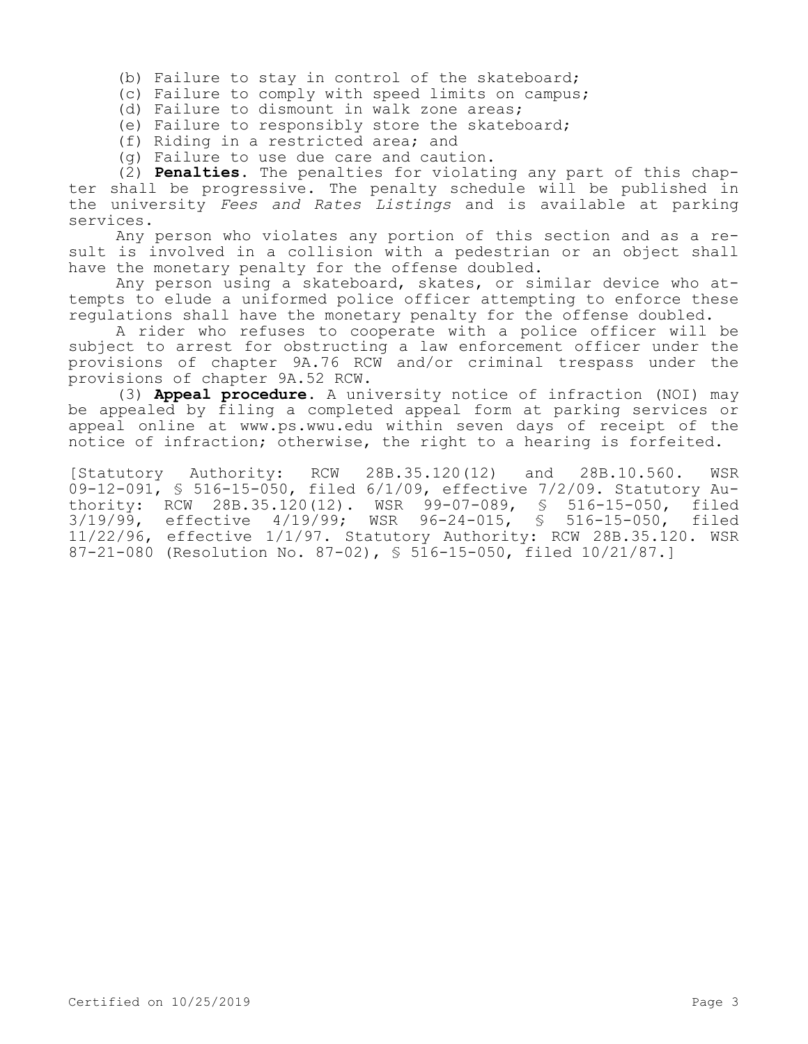(b) Failure to stay in control of the skateboard;

(c) Failure to comply with speed limits on campus;

(d) Failure to dismount in walk zone areas;

(e) Failure to responsibly store the skateboard;

(f) Riding in a restricted area; and

(g) Failure to use due care and caution.

(2) **Penalties.** The penalties for violating any part of this chapter shall be progressive. The penalty schedule will be published in the university *Fees and Rates Listings* and is available at parking services.

Any person who violates any portion of this section and as a result is involved in a collision with a pedestrian or an object shall have the monetary penalty for the offense doubled.

Any person using a skateboard, skates, or similar device who attempts to elude a uniformed police officer attempting to enforce these regulations shall have the monetary penalty for the offense doubled.

A rider who refuses to cooperate with a police officer will be subject to arrest for obstructing a law enforcement officer under the provisions of chapter 9A.76 RCW and/or criminal trespass under the provisions of chapter 9A.52 RCW.

(3) **Appeal procedure.** A university notice of infraction (NOI) may be appealed by filing a completed appeal form at parking services or appeal online at www.ps.wwu.edu within seven days of receipt of the notice of infraction; otherwise, the right to a hearing is forfeited.

[Statutory Authority: RCW 28B.35.120(12) and 28B.10.560. WSR 09-12-091, § 516-15-050, filed 6/1/09, effective 7/2/09. Statutory Authority: RCW 28B.35.120(12). WSR 99-07-089, § 516-15-050, filed 3/19/99, effective 4/19/99; WSR 96-24-015, § 516-15-050, filed 11/22/96, effective 1/1/97. Statutory Authority: RCW 28B.35.120. WSR 87-21-080 (Resolution No. 87-02), § 516-15-050, filed 10/21/87.]